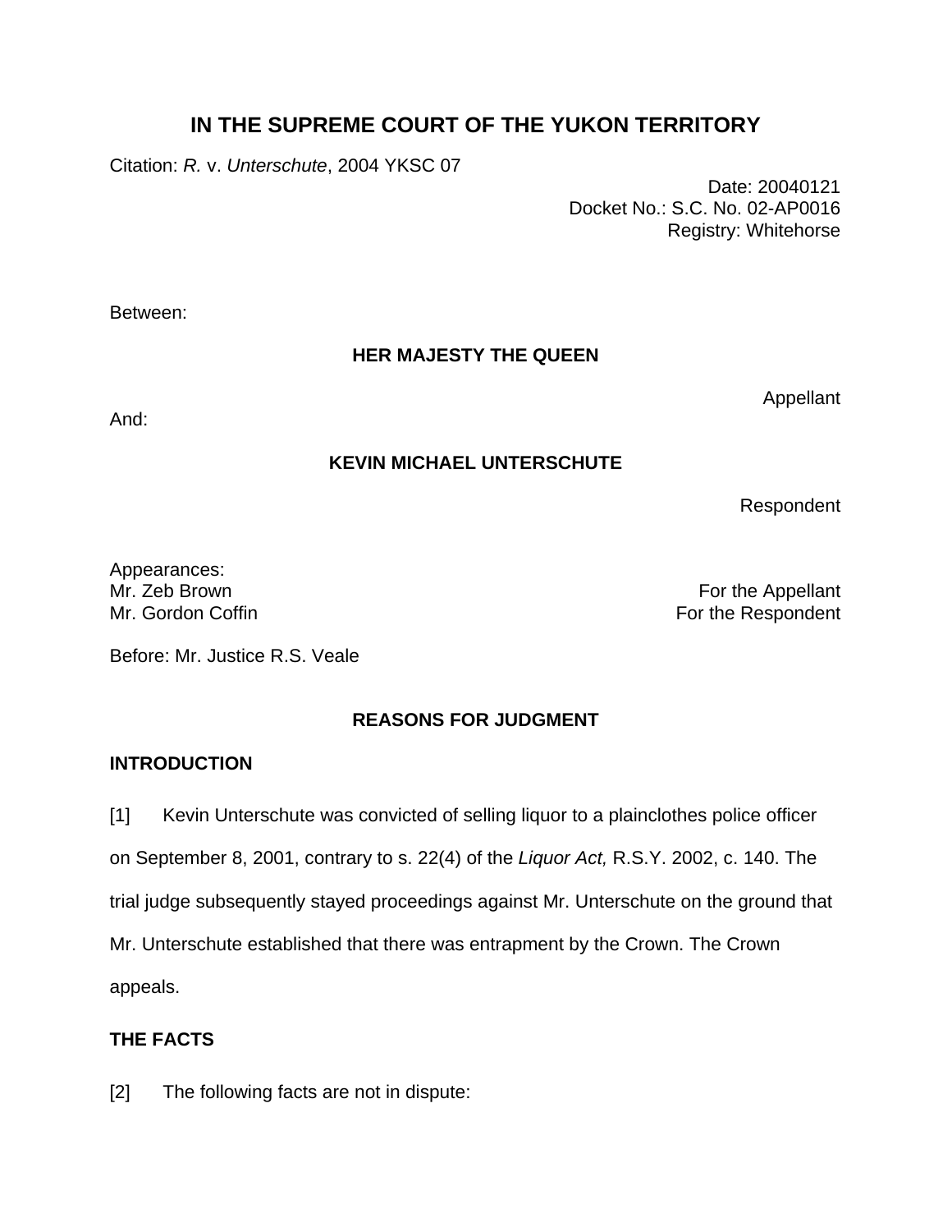# IN THE SUPREME COURT OF THE YUKON TERRITORY

Citation: *R.* v. *Unterschute*, 2004 YKSC 07

Date: 20040121
Docket No.: S.C. No. 02-AP0016
Registry: Whitehorse

Between:

**HER MAJESTY THE QUEEN**

Appellant

And:

**KEVIN MICHAEL UNTERSCHUTE**

Respondent

Appearances:
Mr. Zeb Brown — For the Appellant
Mr. Gordon Coffin — For the Respondent

Before: Mr. Justice R.S. Veale

## REASONS FOR JUDGMENT

### INTRODUCTION

[1] Kevin Unterschute was convicted of selling liquor to a plainclothes police officer on September 8, 2001, contrary to s. 22(4) of the *Liquor Act,* R.S.Y. 2002, c. 140. The trial judge subsequently stayed proceedings against Mr. Unterschute on the ground that Mr. Unterschute established that there was entrapment by the Crown. The Crown appeals.

### THE FACTS

[2] The following facts are not in dispute: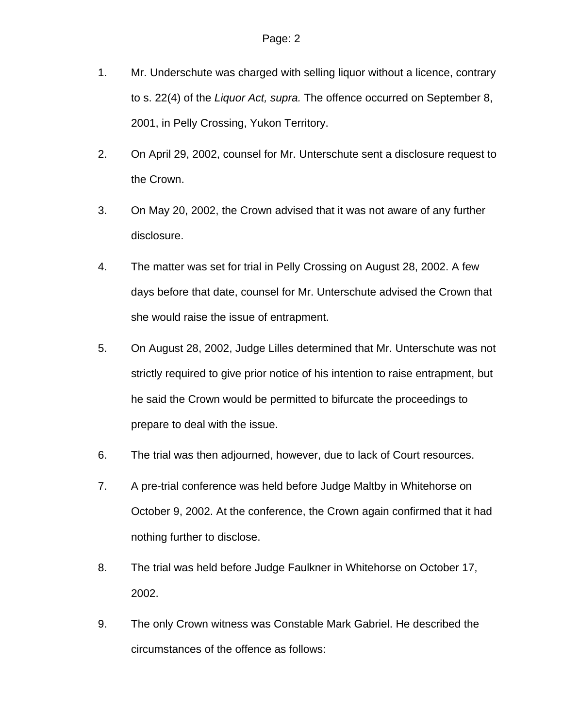1. Mr. Underschute was charged with selling liquor without a licence, contrary to s. 22(4) of the *Liquor Act, supra.* The offence occurred on September 8, 2001, in Pelly Crossing, Yukon Territory.

2. On April 29, 2002, counsel for Mr. Unterschute sent a disclosure request to the Crown.

3. On May 20, 2002, the Crown advised that it was not aware of any further disclosure.

4. The matter was set for trial in Pelly Crossing on August 28, 2002. A few days before that date, counsel for Mr. Unterschute advised the Crown that she would raise the issue of entrapment.

5. On August 28, 2002, Judge Lilles determined that Mr. Unterschute was not strictly required to give prior notice of his intention to raise entrapment, but he said the Crown would be permitted to bifurcate the proceedings to prepare to deal with the issue.

6. The trial was then adjourned, however, due to lack of Court resources.

7. A pre-trial conference was held before Judge Maltby in Whitehorse on October 9, 2002. At the conference, the Crown again confirmed that it had nothing further to disclose.

8. The trial was held before Judge Faulkner in Whitehorse on October 17, 2002.

9. The only Crown witness was Constable Mark Gabriel. He described the circumstances of the offence as follows: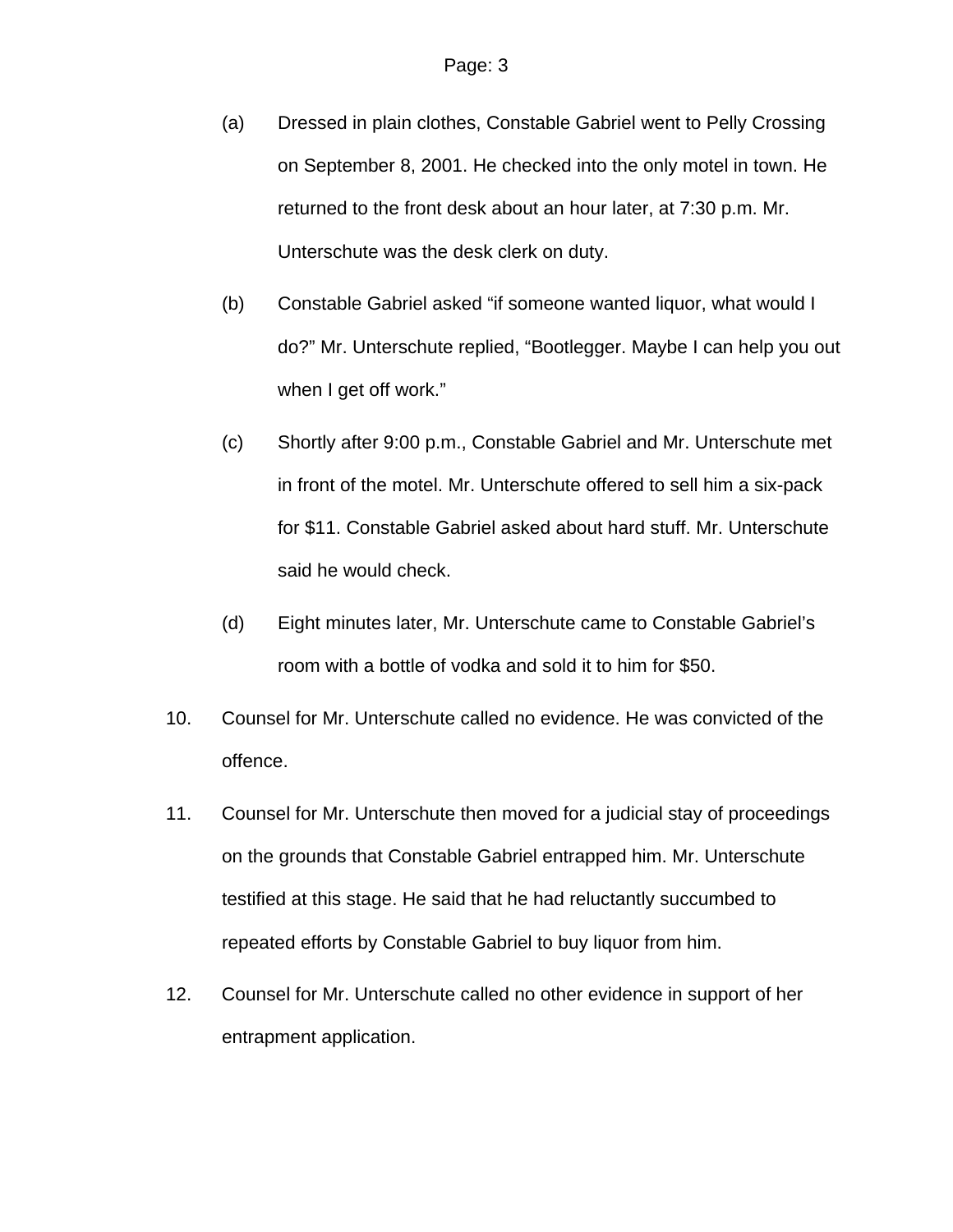(a) Dressed in plain clothes, Constable Gabriel went to Pelly Crossing on September 8, 2001. He checked into the only motel in town. He returned to the front desk about an hour later, at 7:30 p.m. Mr. Unterschute was the desk clerk on duty.

(b) Constable Gabriel asked "if someone wanted liquor, what would I do?" Mr. Unterschute replied, "Bootlegger. Maybe I can help you out when I get off work."

(c) Shortly after 9:00 p.m., Constable Gabriel and Mr. Unterschute met in front of the motel. Mr. Unterschute offered to sell him a six-pack for $11. Constable Gabriel asked about hard stuff. Mr. Unterschute said he would check.

(d) Eight minutes later, Mr. Unterschute came to Constable Gabriel's room with a bottle of vodka and sold it to him for $50.

10. Counsel for Mr. Unterschute called no evidence. He was convicted of the offence.

11. Counsel for Mr. Unterschute then moved for a judicial stay of proceedings on the grounds that Constable Gabriel entrapped him. Mr. Unterschute testified at this stage. He said that he had reluctantly succumbed to repeated efforts by Constable Gabriel to buy liquor from him.

12. Counsel for Mr. Unterschute called no other evidence in support of her entrapment application.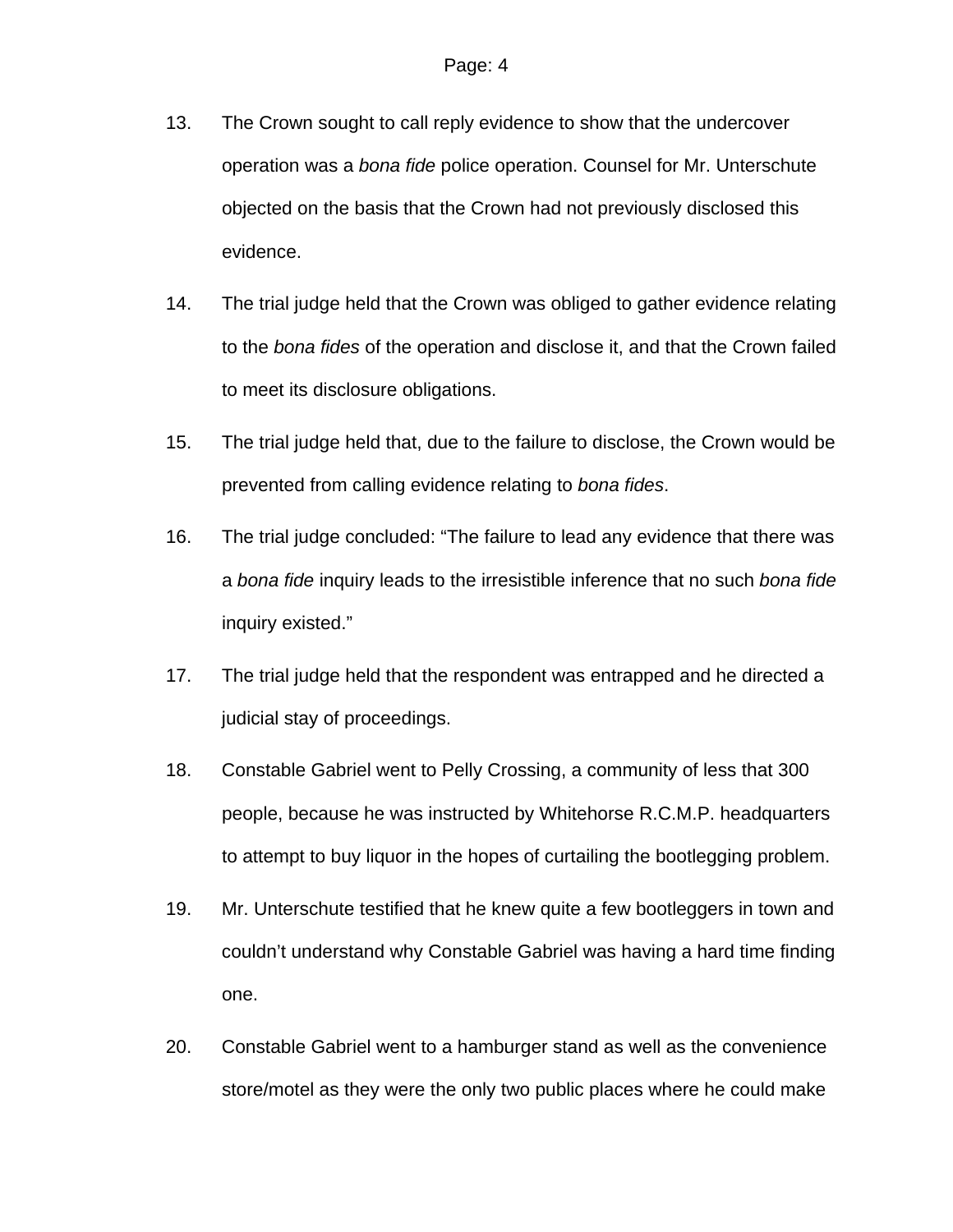13. The Crown sought to call reply evidence to show that the undercover operation was a *bona fide* police operation. Counsel for Mr. Unterschute objected on the basis that the Crown had not previously disclosed this evidence.

14. The trial judge held that the Crown was obliged to gather evidence relating to the *bona fides* of the operation and disclose it, and that the Crown failed to meet its disclosure obligations.

15. The trial judge held that, due to the failure to disclose, the Crown would be prevented from calling evidence relating to *bona fides*.

16. The trial judge concluded: "The failure to lead any evidence that there was a *bona fide* inquiry leads to the irresistible inference that no such *bona fide* inquiry existed."

17. The trial judge held that the respondent was entrapped and he directed a judicial stay of proceedings.

18. Constable Gabriel went to Pelly Crossing, a community of less that 300 people, because he was instructed by Whitehorse R.C.M.P. headquarters to attempt to buy liquor in the hopes of curtailing the bootlegging problem.

19. Mr. Unterschute testified that he knew quite a few bootleggers in town and couldn't understand why Constable Gabriel was having a hard time finding one.

20. Constable Gabriel went to a hamburger stand as well as the convenience store/motel as they were the only two public places where he could make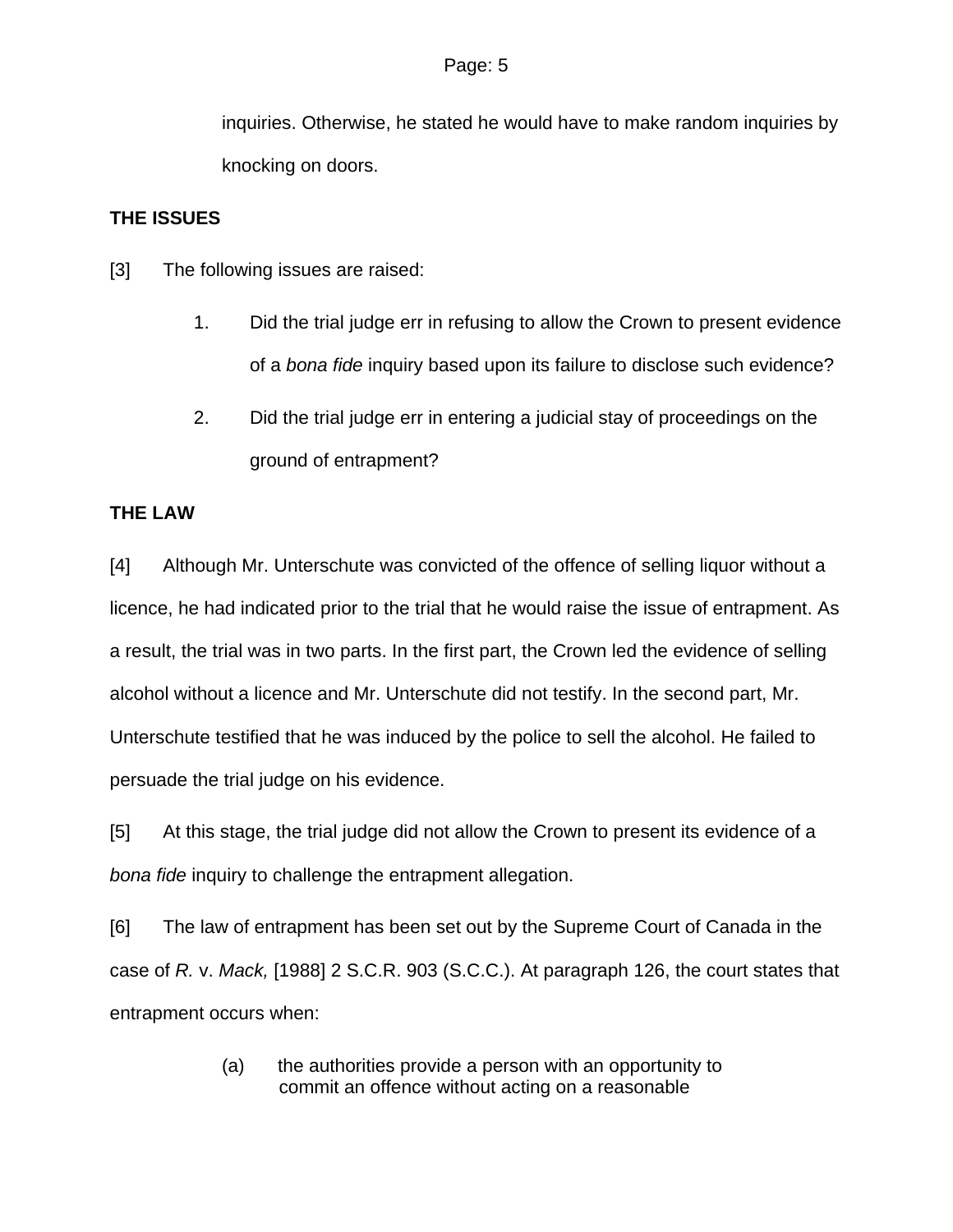inquiries. Otherwise, he stated he would have to make random inquiries by knocking on doors.

**THE ISSUES**

[3] The following issues are raised:

1. Did the trial judge err in refusing to allow the Crown to present evidence of a *bona fide* inquiry based upon its failure to disclose such evidence?
2. Did the trial judge err in entering a judicial stay of proceedings on the ground of entrapment?

**THE LAW**

[4] Although Mr. Unterschute was convicted of the offence of selling liquor without a licence, he had indicated prior to the trial that he would raise the issue of entrapment. As a result, the trial was in two parts. In the first part, the Crown led the evidence of selling alcohol without a licence and Mr. Unterschute did not testify. In the second part, Mr. Unterschute testified that he was induced by the police to sell the alcohol. He failed to persuade the trial judge on his evidence.

[5] At this stage, the trial judge did not allow the Crown to present its evidence of a *bona fide* inquiry to challenge the entrapment allegation.

[6] The law of entrapment has been set out by the Supreme Court of Canada in the case of *R.* v. *Mack,* [1988] 2 S.C.R. 903 (S.C.C.). At paragraph 126, the court states that entrapment occurs when:

> (a) the authorities provide a person with an opportunity to commit an offence without acting on a reasonable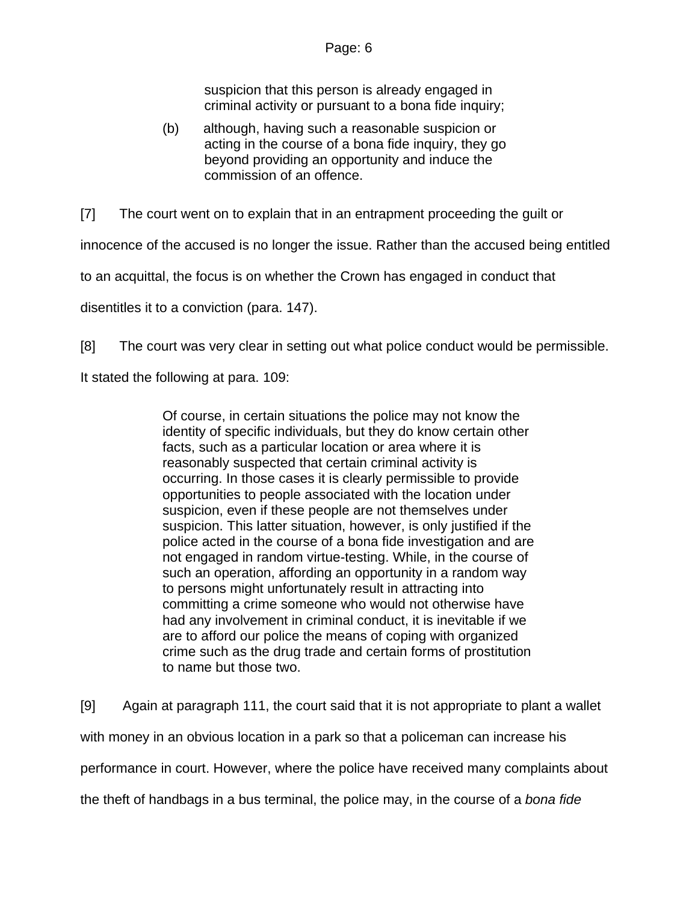> suspicion that this person is already engaged in criminal activity or pursuant to a bona fide inquiry;
>
> (b) although, having such a reasonable suspicion or acting in the course of a bona fide inquiry, they go beyond providing an opportunity and induce the commission of an offence.

[7] The court went on to explain that in an entrapment proceeding the guilt or innocence of the accused is no longer the issue. Rather than the accused being entitled to an acquittal, the focus is on whether the Crown has engaged in conduct that disentitles it to a conviction (para. 147).

[8] The court was very clear in setting out what police conduct would be permissible. It stated the following at para. 109:

> Of course, in certain situations the police may not know the identity of specific individuals, but they do know certain other facts, such as a particular location or area where it is reasonably suspected that certain criminal activity is occurring. In those cases it is clearly permissible to provide opportunities to people associated with the location under suspicion, even if these people are not themselves under suspicion. This latter situation, however, is only justified if the police acted in the course of a bona fide investigation and are not engaged in random virtue-testing. While, in the course of such an operation, affording an opportunity in a random way to persons might unfortunately result in attracting into committing a crime someone who would not otherwise have had any involvement in criminal conduct, it is inevitable if we are to afford our police the means of coping with organized crime such as the drug trade and certain forms of prostitution to name but those two.

[9] Again at paragraph 111, the court said that it is not appropriate to plant a wallet with money in an obvious location in a park so that a policeman can increase his performance in court. However, where the police have received many complaints about the theft of handbags in a bus terminal, the police may, in the course of a *bona fide*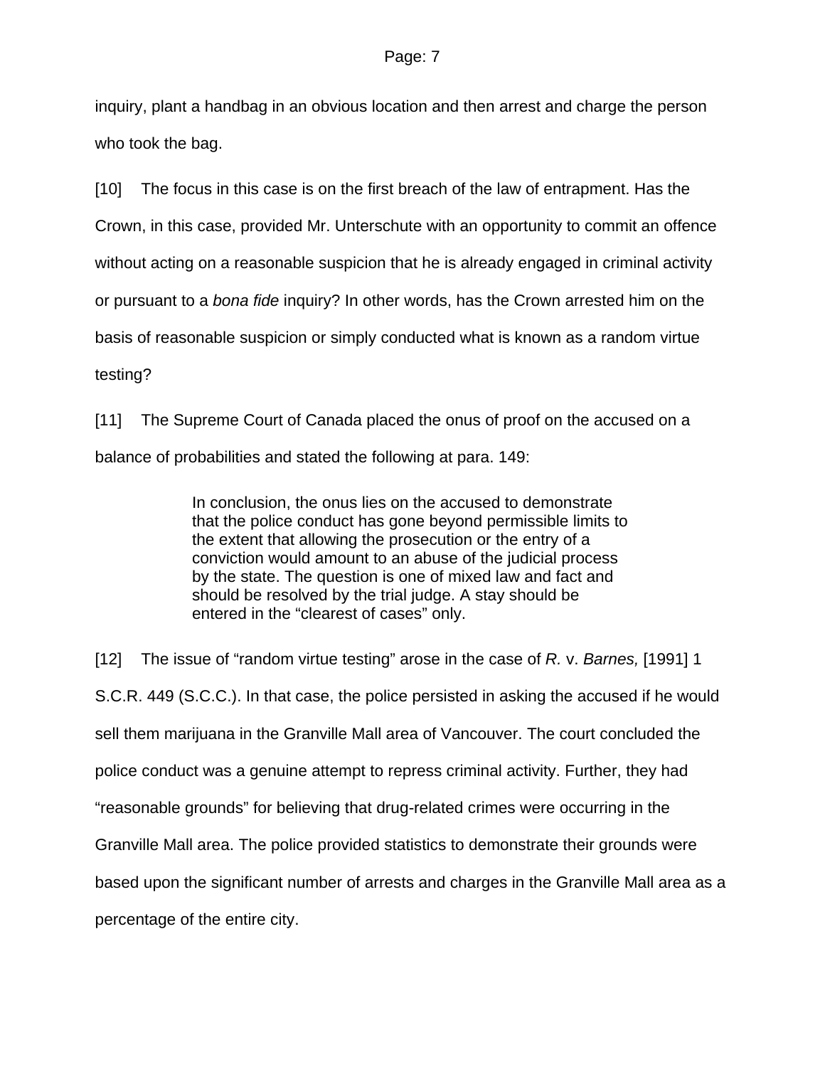inquiry, plant a handbag in an obvious location and then arrest and charge the person who took the bag.

[10] The focus in this case is on the first breach of the law of entrapment. Has the Crown, in this case, provided Mr. Unterschute with an opportunity to commit an offence without acting on a reasonable suspicion that he is already engaged in criminal activity or pursuant to a *bona fide* inquiry? In other words, has the Crown arrested him on the basis of reasonable suspicion or simply conducted what is known as a random virtue testing?

[11] The Supreme Court of Canada placed the onus of proof on the accused on a balance of probabilities and stated the following at para. 149:

> In conclusion, the onus lies on the accused to demonstrate that the police conduct has gone beyond permissible limits to the extent that allowing the prosecution or the entry of a conviction would amount to an abuse of the judicial process by the state. The question is one of mixed law and fact and should be resolved by the trial judge. A stay should be entered in the "clearest of cases" only.

[12] The issue of "random virtue testing" arose in the case of *R.* v. *Barnes,* [1991] 1 S.C.R. 449 (S.C.C.). In that case, the police persisted in asking the accused if he would sell them marijuana in the Granville Mall area of Vancouver. The court concluded the police conduct was a genuine attempt to repress criminal activity. Further, they had "reasonable grounds" for believing that drug-related crimes were occurring in the Granville Mall area. The police provided statistics to demonstrate their grounds were based upon the significant number of arrests and charges in the Granville Mall area as a percentage of the entire city.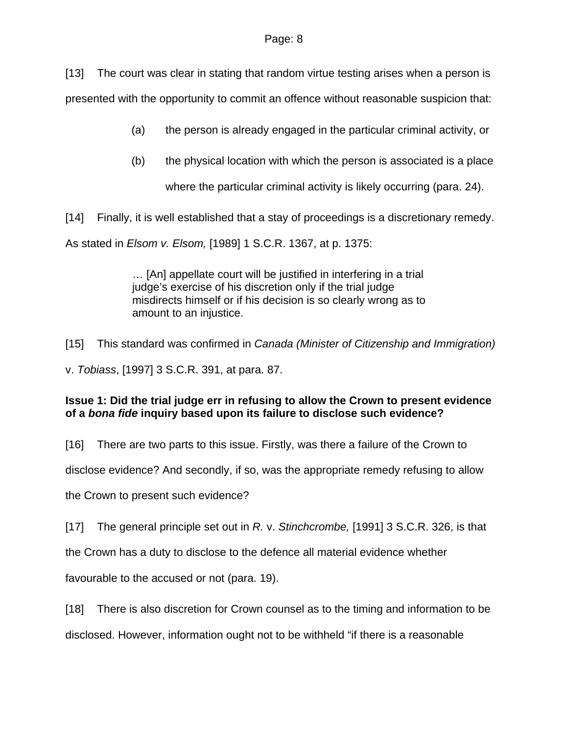[13] The court was clear in stating that random virtue testing arises when a person is presented with the opportunity to commit an offence without reasonable suspicion that:

> (a) the person is already engaged in the particular criminal activity, or
>
> (b) the physical location with which the person is associated is a place where the particular criminal activity is likely occurring (para. 24).

[14] Finally, it is well established that a stay of proceedings is a discretionary remedy. As stated in *Elsom v. Elsom,* [1989] 1 S.C.R. 1367, at p. 1375:

> … [An] appellate court will be justified in interfering in a trial judge's exercise of his discretion only if the trial judge misdirects himself or if his decision is so clearly wrong as to amount to an injustice.

[15] This standard was confirmed in *Canada (Minister of Citizenship and Immigration)* v. *Tobiass*, [1997] 3 S.C.R. 391, at para. 87.

**Issue 1: Did the trial judge err in refusing to allow the Crown to present evidence of a *bona fide* inquiry based upon its failure to disclose such evidence?**

[16] There are two parts to this issue. Firstly, was there a failure of the Crown to disclose evidence? And secondly, if so, was the appropriate remedy refusing to allow the Crown to present such evidence?

[17] The general principle set out in *R.* v. *Stinchcrombe,* [1991] 3 S.C.R. 326, is that the Crown has a duty to disclose to the defence all material evidence whether favourable to the accused or not (para. 19).

[18] There is also discretion for Crown counsel as to the timing and information to be disclosed. However, information ought not to be withheld "if there is a reasonable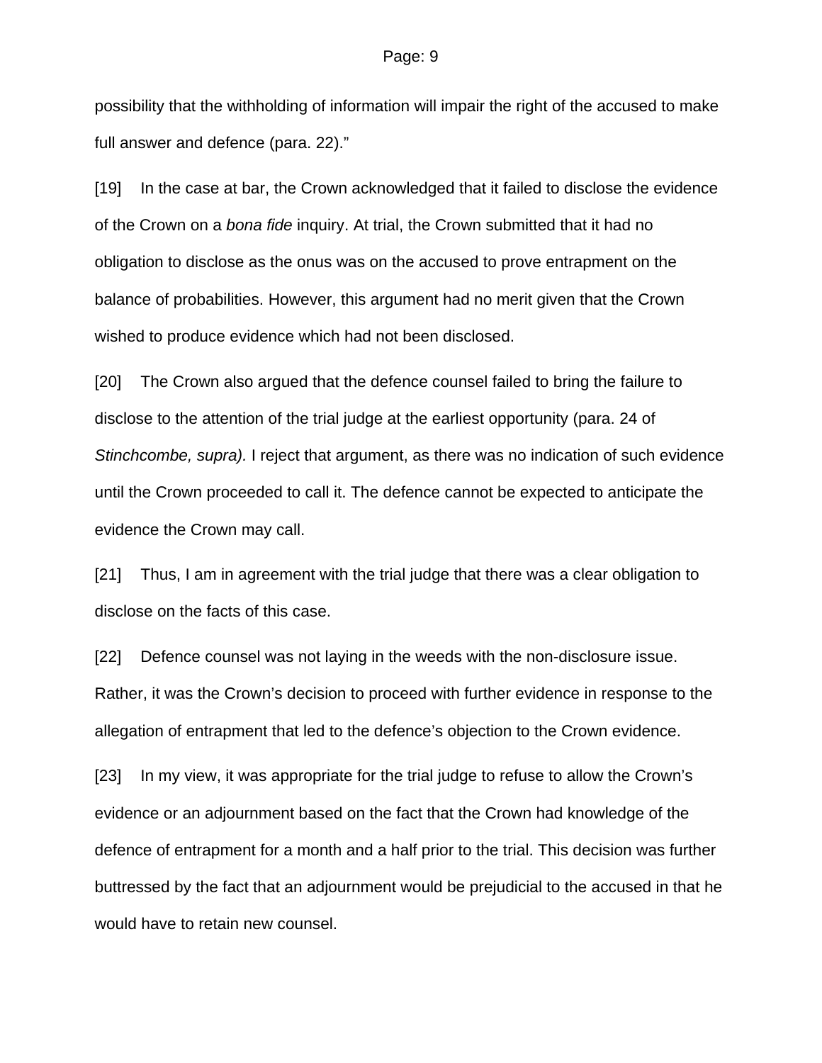possibility that the withholding of information will impair the right of the accused to make full answer and defence (para. 22)."

[19] In the case at bar, the Crown acknowledged that it failed to disclose the evidence of the Crown on a *bona fide* inquiry. At trial, the Crown submitted that it had no obligation to disclose as the onus was on the accused to prove entrapment on the balance of probabilities. However, this argument had no merit given that the Crown wished to produce evidence which had not been disclosed.

[20] The Crown also argued that the defence counsel failed to bring the failure to disclose to the attention of the trial judge at the earliest opportunity (para. 24 of *Stinchcombe, supra).* I reject that argument, as there was no indication of such evidence until the Crown proceeded to call it. The defence cannot be expected to anticipate the evidence the Crown may call.

[21] Thus, I am in agreement with the trial judge that there was a clear obligation to disclose on the facts of this case.

[22] Defence counsel was not laying in the weeds with the non-disclosure issue. Rather, it was the Crown's decision to proceed with further evidence in response to the allegation of entrapment that led to the defence's objection to the Crown evidence.

[23] In my view, it was appropriate for the trial judge to refuse to allow the Crown's evidence or an adjournment based on the fact that the Crown had knowledge of the defence of entrapment for a month and a half prior to the trial. This decision was further buttressed by the fact that an adjournment would be prejudicial to the accused in that he would have to retain new counsel.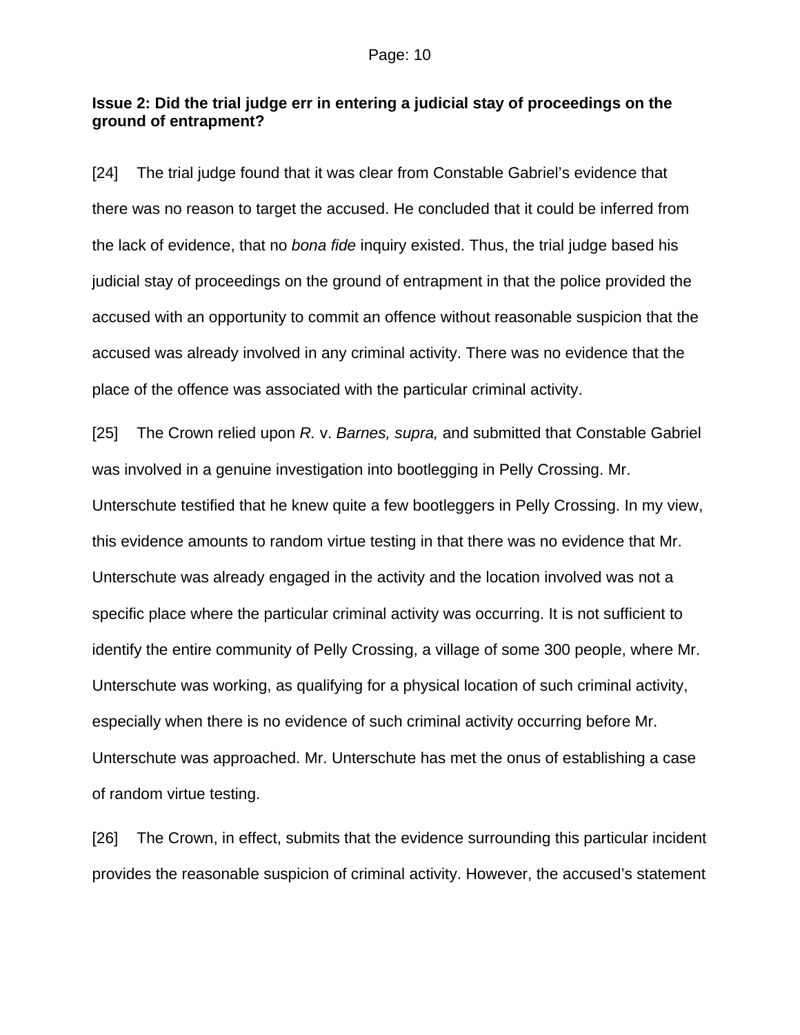**Issue 2: Did the trial judge err in entering a judicial stay of proceedings on the ground of entrapment?**

[24] The trial judge found that it was clear from Constable Gabriel's evidence that there was no reason to target the accused. He concluded that it could be inferred from the lack of evidence, that no *bona fide* inquiry existed. Thus, the trial judge based his judicial stay of proceedings on the ground of entrapment in that the police provided the accused with an opportunity to commit an offence without reasonable suspicion that the accused was already involved in any criminal activity. There was no evidence that the place of the offence was associated with the particular criminal activity.

[25] The Crown relied upon *R.* v. *Barnes, supra,* and submitted that Constable Gabriel was involved in a genuine investigation into bootlegging in Pelly Crossing. Mr. Unterschute testified that he knew quite a few bootleggers in Pelly Crossing. In my view, this evidence amounts to random virtue testing in that there was no evidence that Mr. Unterschute was already engaged in the activity and the location involved was not a specific place where the particular criminal activity was occurring. It is not sufficient to identify the entire community of Pelly Crossing, a village of some 300 people, where Mr. Unterschute was working, as qualifying for a physical location of such criminal activity, especially when there is no evidence of such criminal activity occurring before Mr. Unterschute was approached. Mr. Unterschute has met the onus of establishing a case of random virtue testing.

[26] The Crown, in effect, submits that the evidence surrounding this particular incident provides the reasonable suspicion of criminal activity. However, the accused's statement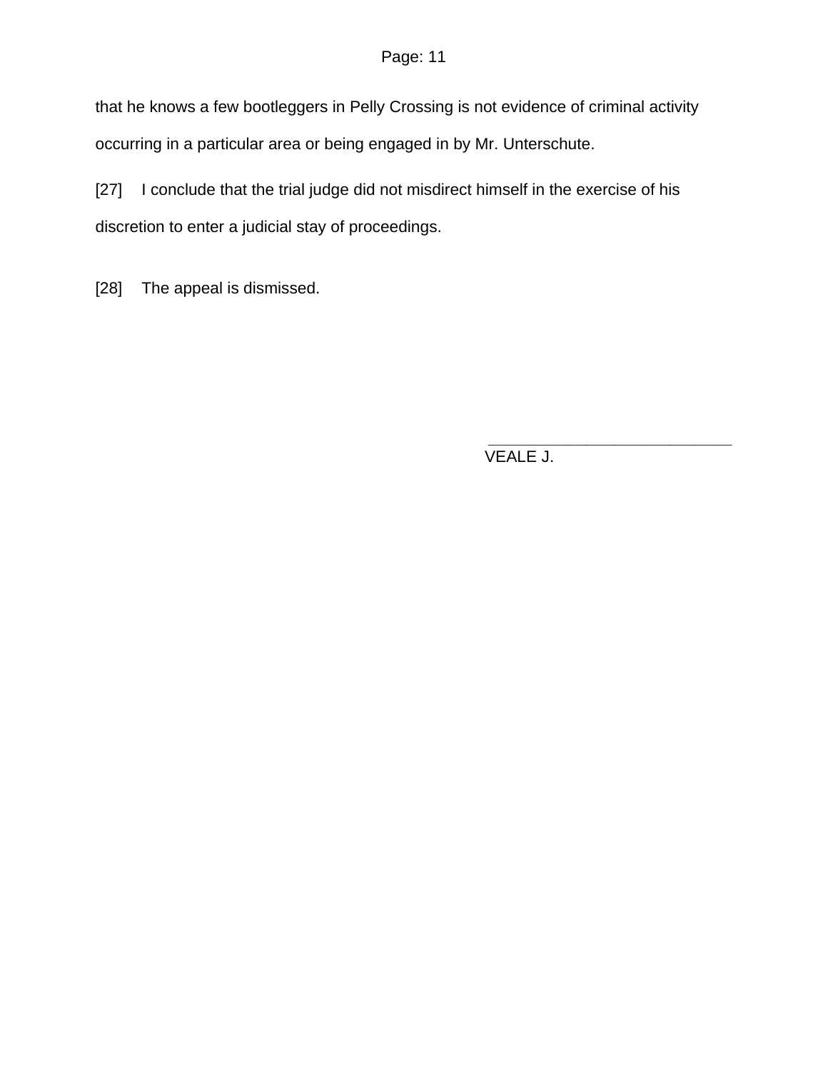that he knows a few bootleggers in Pelly Crossing is not evidence of criminal activity occurring in a particular area or being engaged in by Mr. Unterschute.

[27] I conclude that the trial judge did not misdirect himself in the exercise of his discretion to enter a judicial stay of proceedings.

[28] The appeal is dismissed.

___________________________

VEALE J.